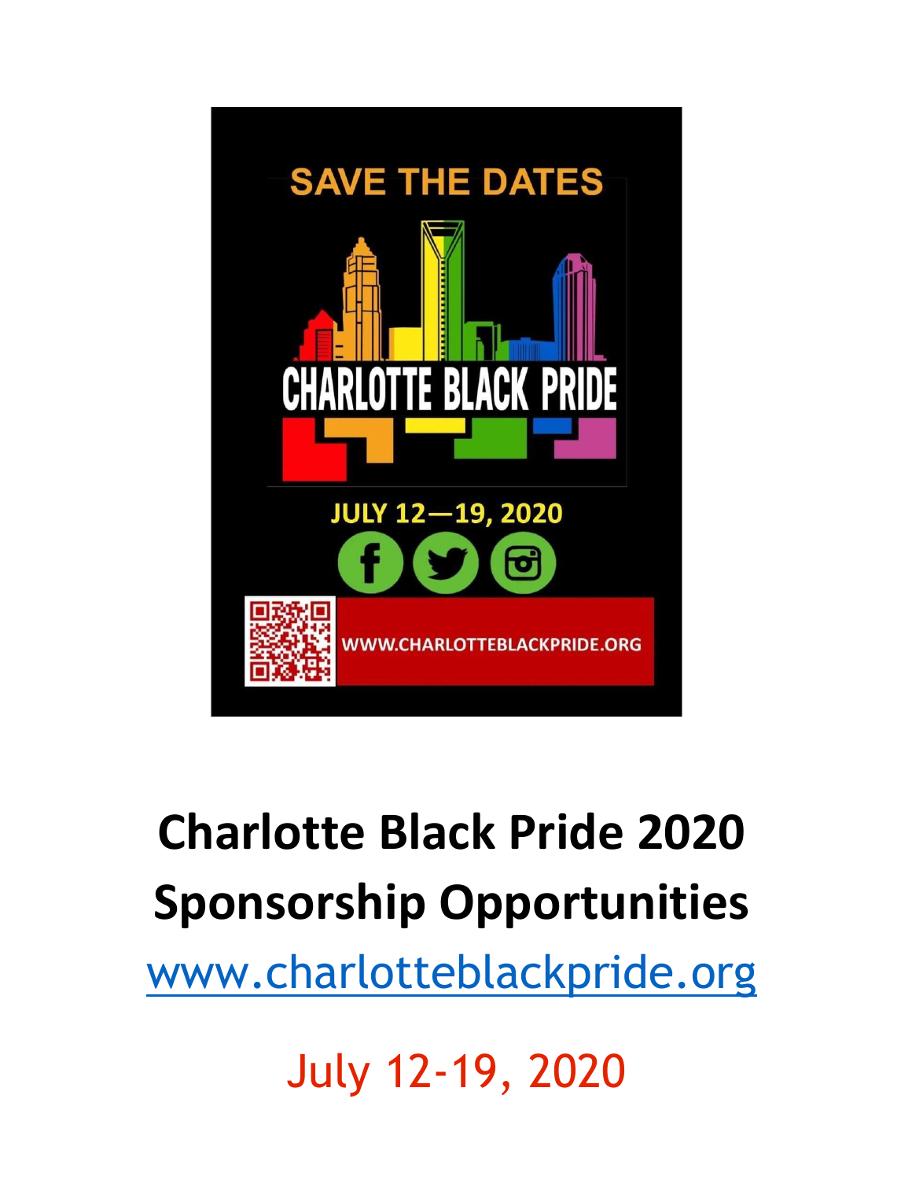SAVE THE DATES

CHARLOTTE BLACK PRIDE

JULY 12—19, 2020

WWW.CHARLOTTEBLACKPRIDE.ORG

# Charlotte Black Pride 2020 Sponsorship Opportunities

[www.charlotteblackpride.org](http://www.charlotteblackpride.org)

July 12-19, 2020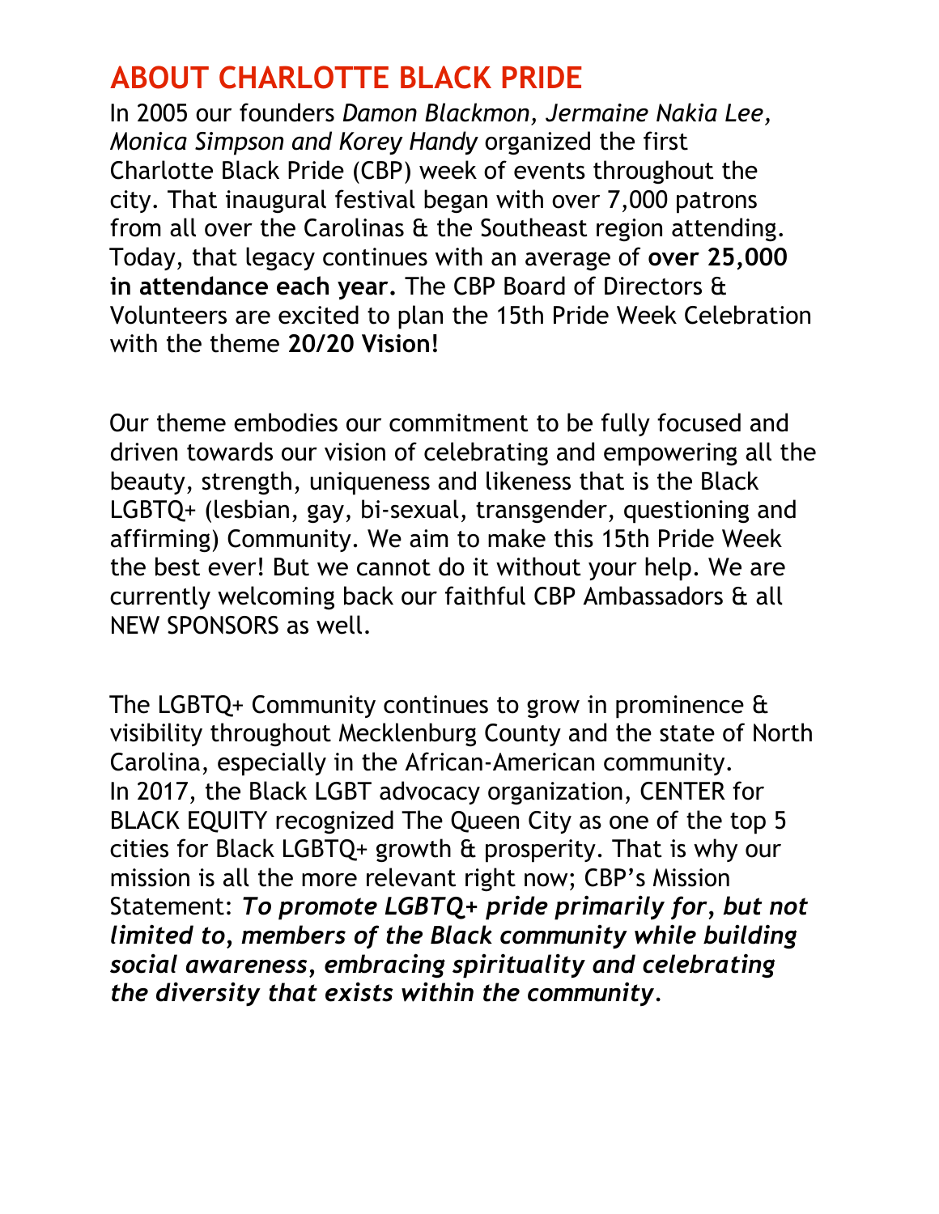# ABOUT CHARLOTTE BLACK PRIDE

In 2005 our founders *Damon Blackmon, Jermaine Nakia Lee, Monica Simpson and Korey Handy* organized the first Charlotte Black Pride (CBP) week of events throughout the city. That inaugural festival began with over 7,000 patrons from all over the Carolinas & the Southeast region attending. Today, that legacy continues with an average of **over 25,000 in attendance each year.** The CBP Board of Directors & Volunteers are excited to plan the 15th Pride Week Celebration with the theme **20/20 Vision!**

Our theme embodies our commitment to be fully focused and driven towards our vision of celebrating and empowering all the beauty, strength, uniqueness and likeness that is the Black LGBTQ+ (lesbian, gay, bi-sexual, transgender, questioning and affirming) Community. We aim to make this 15th Pride Week the best ever! But we cannot do it without your help. We are currently welcoming back our faithful CBP Ambassadors & all NEW SPONSORS as well.

The LGBTQ+ Community continues to grow in prominence & visibility throughout Mecklenburg County and the state of North Carolina, especially in the African-American community. In 2017, the Black LGBT advocacy organization, CENTER for BLACK EQUITY recognized The Queen City as one of the top 5 cities for Black LGBTQ+ growth & prosperity. That is why our mission is all the more relevant right now; CBP's Mission Statement: ***To promote LGBTQ+ pride primarily for, but not limited to, members of the Black community while building social awareness, embracing spirituality and celebrating the diversity that exists within the community***.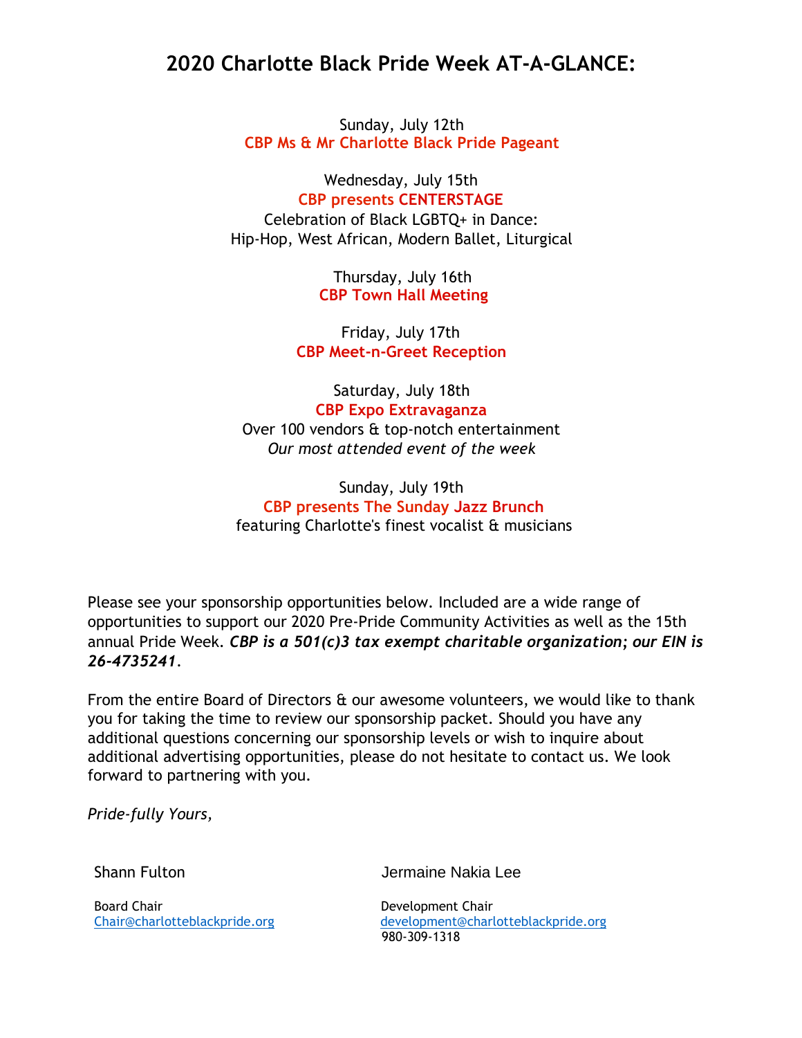# 2020 Charlotte Black Pride Week AT-A-GLANCE:

Sunday, July 12th
**CBP Ms & Mr Charlotte Black Pride Pageant**

Wednesday, July 15th
**CBP presents CENTERSTAGE**
Celebration of Black LGBTQ+ in Dance:
Hip-Hop, West African, Modern Ballet, Liturgical

Thursday, July 16th
**CBP Town Hall Meeting**

Friday, July 17th
**CBP Meet-n-Greet Reception**

Saturday, July 18th
**CBP Expo Extravaganza**
Over 100 vendors & top-notch entertainment
*Our most attended event of the week*

Sunday, July 19th
**CBP presents The Sunday Jazz Brunch**
featuring Charlotte's finest vocalist & musicians

Please see your sponsorship opportunities below. Included are a wide range of opportunities to support our 2020 Pre-Pride Community Activities as well as the 15th annual Pride Week. ***CBP is a 501(c)3 tax exempt charitable organization; our EIN is 26-4735241***.

From the entire Board of Directors & our awesome volunteers, we would like to thank you for taking the time to review our sponsorship packet. Should you have any additional questions concerning our sponsorship levels or wish to inquire about additional advertising opportunities, please do not hesitate to contact us. We look forward to partnering with you.

*Pride-fully Yours,*

Shann Fulton
Board Chair
Chair@charlotteblackpride.org

Jermaine Nakia Lee
Development Chair
development@charlotteblackpride.org
980-309-1318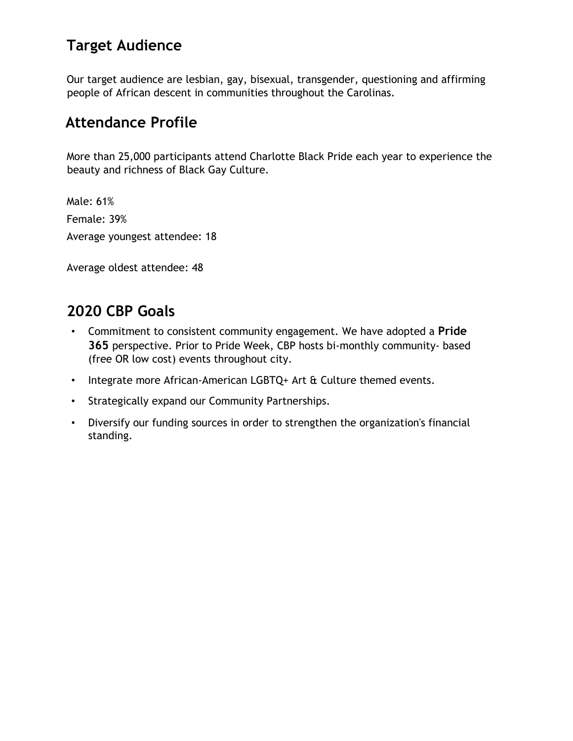## Target Audience

Our target audience are lesbian, gay, bisexual, transgender, questioning and affirming people of African descent in communities throughout the Carolinas.

## Attendance Profile

More than 25,000 participants attend Charlotte Black Pride each year to experience the beauty and richness of Black Gay Culture.

Male: 61%

Female: 39%

Average youngest attendee: 18

Average oldest attendee: 48

## 2020 CBP Goals

- Commitment to consistent community engagement. We have adopted a **Pride 365** perspective. Prior to Pride Week, CBP hosts bi-monthly community- based (free OR low cost) events throughout city.
- Integrate more African-American LGBTQ+ Art & Culture themed events.
- Strategically expand our Community Partnerships.
- Diversify our funding sources in order to strengthen the organization's financial standing.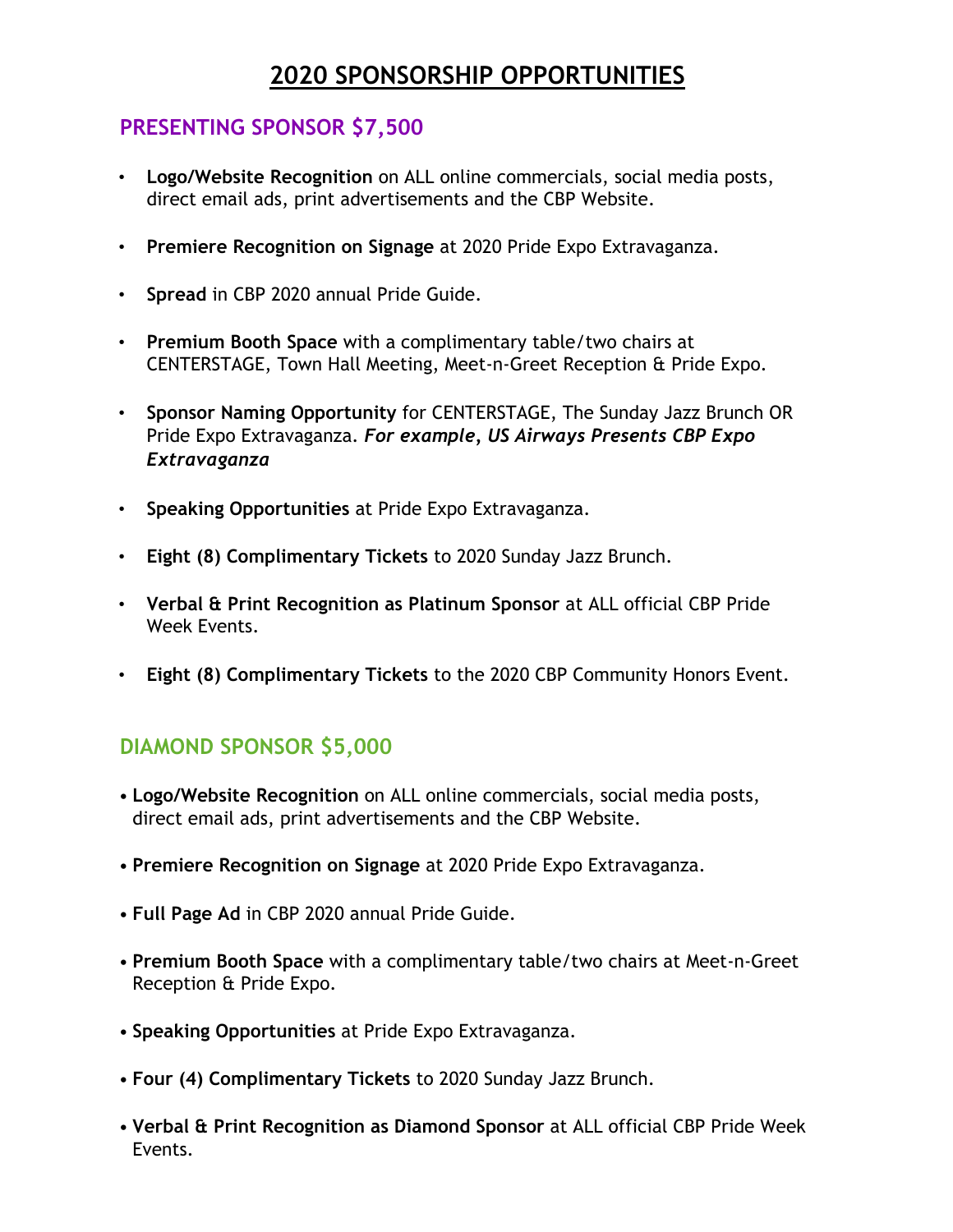# 2020 SPONSORSHIP OPPORTUNITIES

## PRESENTING SPONSOR $7,500

- **Logo/Website Recognition** on ALL online commercials, social media posts, direct email ads, print advertisements and the CBP Website.
- **Premiere Recognition on Signage** at 2020 Pride Expo Extravaganza.
- **Spread** in CBP 2020 annual Pride Guide.
- **Premium Booth Space** with a complimentary table/two chairs at CENTERSTAGE, Town Hall Meeting, Meet-n-Greet Reception & Pride Expo.
- **Sponsor Naming Opportunity** for CENTERSTAGE, The Sunday Jazz Brunch OR Pride Expo Extravaganza. ***For example, US Airways Presents CBP Expo Extravaganza***
- **Speaking Opportunities** at Pride Expo Extravaganza.
- **Eight (8) Complimentary Tickets** to 2020 Sunday Jazz Brunch.
- **Verbal & Print Recognition as Platinum Sponsor** at ALL official CBP Pride Week Events.
- **Eight (8) Complimentary Tickets** to the 2020 CBP Community Honors Event.

## DIAMOND SPONSOR $5,000

- **Logo/Website Recognition** on ALL online commercials, social media posts, direct email ads, print advertisements and the CBP Website.
- **Premiere Recognition on Signage** at 2020 Pride Expo Extravaganza.
- **Full Page Ad** in CBP 2020 annual Pride Guide.
- **Premium Booth Space** with a complimentary table/two chairs at Meet-n-Greet Reception & Pride Expo.
- **Speaking Opportunities** at Pride Expo Extravaganza.
- **Four (4) Complimentary Tickets** to 2020 Sunday Jazz Brunch.
- **Verbal & Print Recognition as Diamond Sponsor** at ALL official CBP Pride Week Events.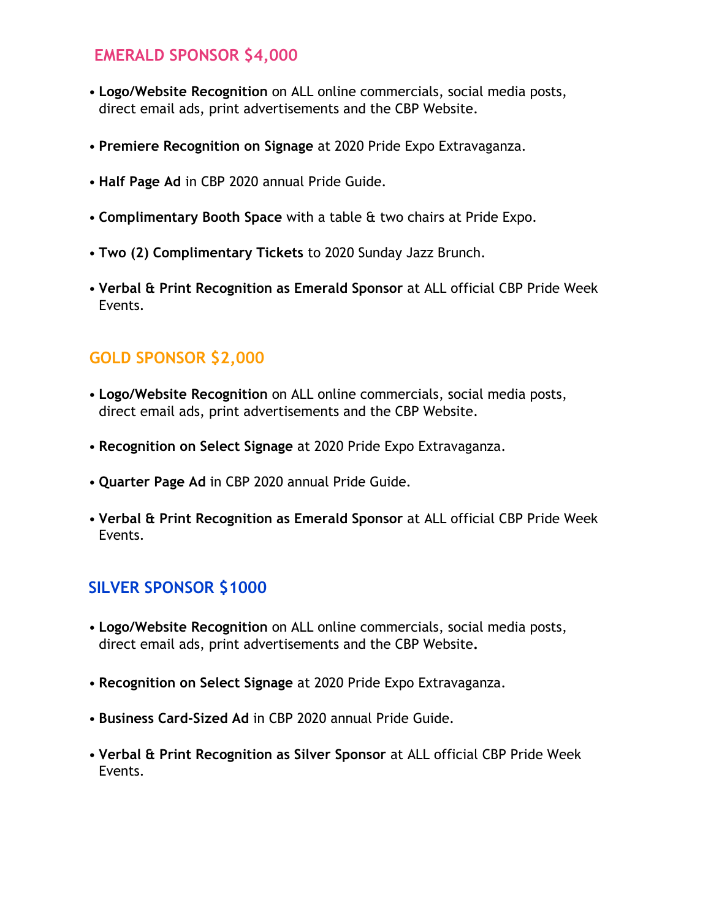## EMERALD SPONSOR $4,000

- **Logo/Website Recognition** on ALL online commercials, social media posts, direct email ads, print advertisements and the CBP Website.
- **Premiere Recognition on Signage** at 2020 Pride Expo Extravaganza.
- **Half Page Ad** in CBP 2020 annual Pride Guide.
- **Complimentary Booth Space** with a table & two chairs at Pride Expo.
- **Two (2) Complimentary Tickets** to 2020 Sunday Jazz Brunch.
- **Verbal & Print Recognition as Emerald Sponsor** at ALL official CBP Pride Week Events.

## GOLD SPONSOR $2,000

- **Logo/Website Recognition** on ALL online commercials, social media posts, direct email ads, print advertisements and the CBP Website.
- **Recognition on Select Signage** at 2020 Pride Expo Extravaganza.
- **Quarter Page Ad** in CBP 2020 annual Pride Guide.
- **Verbal & Print Recognition as Emerald Sponsor** at ALL official CBP Pride Week Events.

## SILVER SPONSOR $1000

- **Logo/Website Recognition** on ALL online commercials, social media posts, direct email ads, print advertisements and the CBP Website**.**
- **Recognition on Select Signage** at 2020 Pride Expo Extravaganza.
- **Business Card-Sized Ad** in CBP 2020 annual Pride Guide.
- **Verbal & Print Recognition as Silver Sponsor** at ALL official CBP Pride Week Events.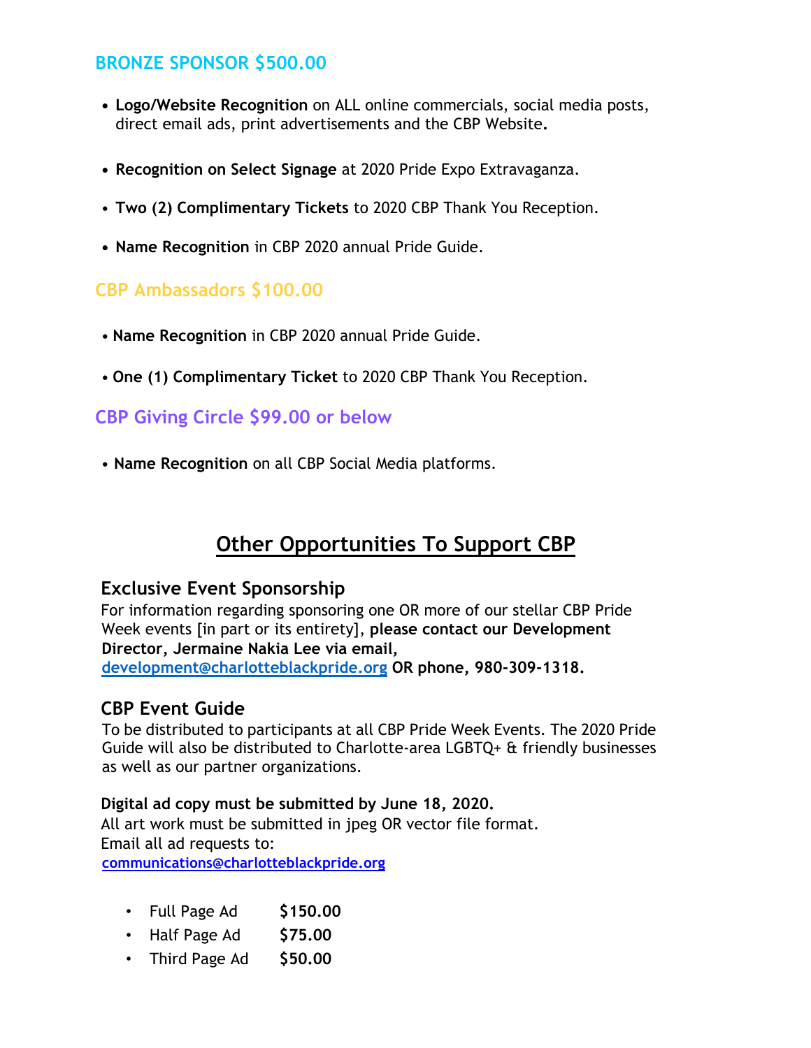### BRONZE SPONSOR $500.00

- **Logo/Website Recognition** on ALL online commercials, social media posts, direct email ads, print advertisements and the CBP Website**.**
- **Recognition on Select Signage** at 2020 Pride Expo Extravaganza.
- **Two (2) Complimentary Tickets** to 2020 CBP Thank You Reception.
- **Name Recognition** in CBP 2020 annual Pride Guide.

### CBP Ambassadors $100.00

- **Name Recognition** in CBP 2020 annual Pride Guide.
- **One (1) Complimentary Ticket** to 2020 CBP Thank You Reception.

### CBP Giving Circle $99.00 or below

- **Name Recognition** on all CBP Social Media platforms.

## Other Opportunities To Support CBP

### Exclusive Event Sponsorship

For information regarding sponsoring one OR more of our stellar CBP Pride Week events [in part or its entirety], **please contact our Development Director, Jermaine Nakia Lee via email, development@charlotteblackpride.org OR phone, 980-309-1318.**

### CBP Event Guide

To be distributed to participants at all CBP Pride Week Events. The 2020 Pride Guide will also be distributed to Charlotte-area LGBTQ+ & friendly businesses as well as our partner organizations.

**Digital ad copy must be submitted by June 18, 2020.**
All art work must be submitted in jpeg OR vector file format.
Email all ad requests to:
**communications@charlotteblackpride.org**

- Full Page Ad **$150.00**
- Half Page Ad **$75.00**
- Third Page Ad **$50.00**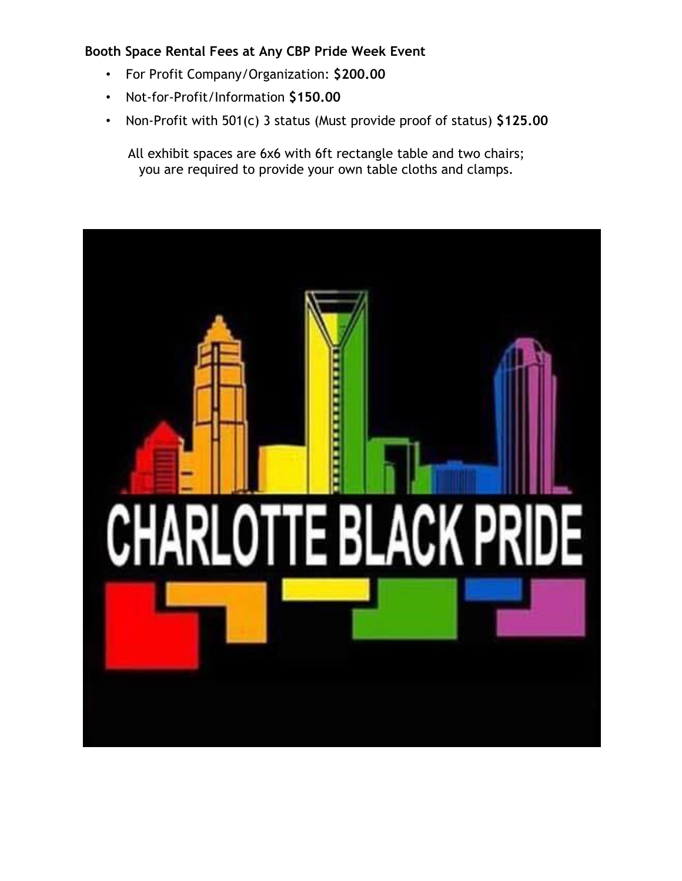**Booth Space Rental Fees at Any CBP Pride Week Event**

- For Profit Company/Organization: **$200.00**
- Not-for-Profit/Information **$150.00**
- Non-Profit with 501(c) 3 status (Must provide proof of status) **$125.00**

All exhibit spaces are 6x6 with 6ft rectangle table and two chairs; you are required to provide your own table cloths and clamps.

CHARLOTTE BLACK PRIDE